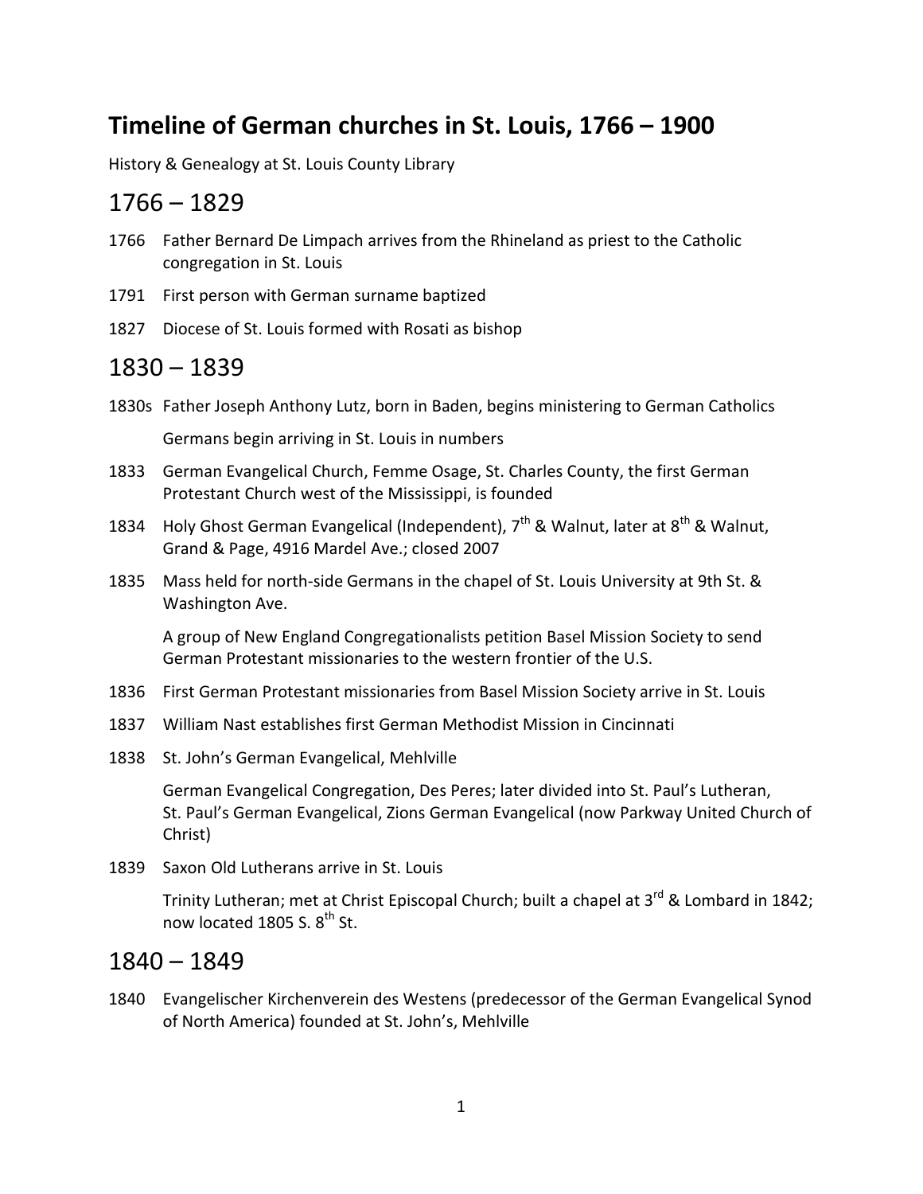# Timeline of German churches in St. Louis, 1766 – 1900

History & Genealogy at St. Louis County Library

## 1766 – 1829

1766 Father Bernard De Limpach arrives from the Rhineland as priest to the Catholic congregation in St. Louis

1791 First person with German surname baptized

1827 Diocese of St. Louis formed with Rosati as bishop

## 1830 – 1839

1830s Father Joseph Anthony Lutz, born in Baden, begins ministering to German Catholics

Germans begin arriving in St. Louis in numbers

1833 German Evangelical Church, Femme Osage, St. Charles County, the first German Protestant Church west of the Mississippi, is founded

1834 Holy Ghost German Evangelical (Independent), 7th & Walnut, later at 8th & Walnut, Grand & Page, 4916 Mardel Ave.; closed 2007

1835 Mass held for north-side Germans in the chapel of St. Louis University at 9th St. & Washington Ave.

A group of New England Congregationalists petition Basel Mission Society to send German Protestant missionaries to the western frontier of the U.S.

1836 First German Protestant missionaries from Basel Mission Society arrive in St. Louis

1837 William Nast establishes first German Methodist Mission in Cincinnati

1838 St. John's German Evangelical, Mehlville

German Evangelical Congregation, Des Peres; later divided into St. Paul's Lutheran, St. Paul's German Evangelical, Zions German Evangelical (now Parkway United Church of Christ)

1839 Saxon Old Lutherans arrive in St. Louis

Trinity Lutheran; met at Christ Episcopal Church; built a chapel at 3rd & Lombard in 1842; now located 1805 S. 8th St.

## 1840 – 1849

1840 Evangelischer Kirchenverein des Westens (predecessor of the German Evangelical Synod of North America) founded at St. John's, Mehlville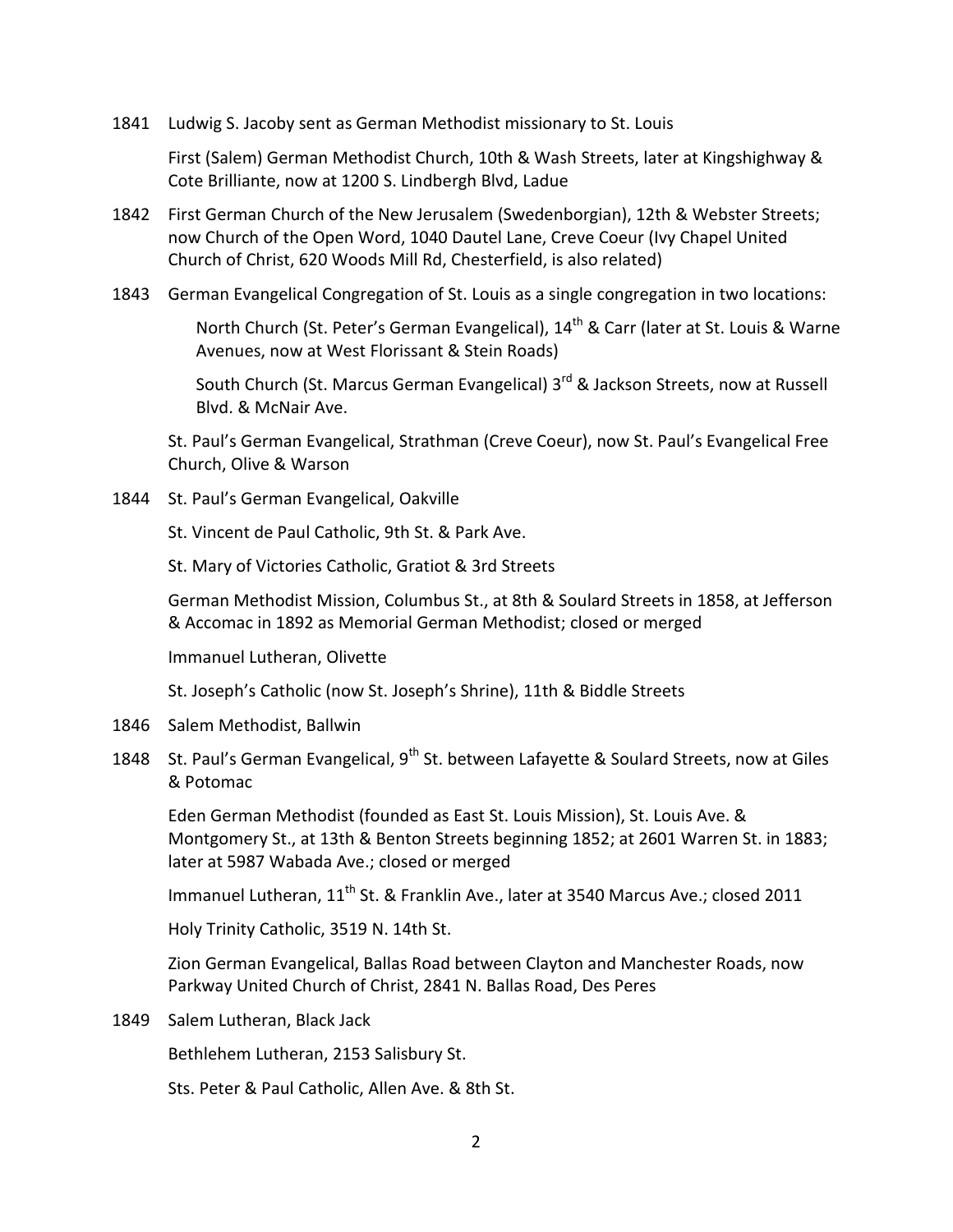1841 Ludwig S. Jacoby sent as German Methodist missionary to St. Louis

First (Salem) German Methodist Church, 10th & Wash Streets, later at Kingshighway & Cote Brilliante, now at 1200 S. Lindbergh Blvd, Ladue

1842 First German Church of the New Jerusalem (Swedenborgian), 12th & Webster Streets; now Church of the Open Word, 1040 Dautel Lane, Creve Coeur (Ivy Chapel United Church of Christ, 620 Woods Mill Rd, Chesterfield, is also related)

1843 German Evangelical Congregation of St. Louis as a single congregation in two locations:

North Church (St. Peter's German Evangelical), 14th & Carr (later at St. Louis & Warne Avenues, now at West Florissant & Stein Roads)

South Church (St. Marcus German Evangelical) 3rd & Jackson Streets, now at Russell Blvd. & McNair Ave.

St. Paul's German Evangelical, Strathman (Creve Coeur), now St. Paul's Evangelical Free Church, Olive & Warson

1844 St. Paul's German Evangelical, Oakville

St. Vincent de Paul Catholic, 9th St. & Park Ave.

St. Mary of Victories Catholic, Gratiot & 3rd Streets

German Methodist Mission, Columbus St., at 8th & Soulard Streets in 1858, at Jefferson & Accomac in 1892 as Memorial German Methodist; closed or merged

Immanuel Lutheran, Olivette

St. Joseph's Catholic (now St. Joseph's Shrine), 11th & Biddle Streets

1846 Salem Methodist, Ballwin

1848 St. Paul's German Evangelical, 9th St. between Lafayette & Soulard Streets, now at Giles & Potomac

Eden German Methodist (founded as East St. Louis Mission), St. Louis Ave. & Montgomery St., at 13th & Benton Streets beginning 1852; at 2601 Warren St. in 1883; later at 5987 Wabada Ave.; closed or merged

Immanuel Lutheran, 11th St. & Franklin Ave., later at 3540 Marcus Ave.; closed 2011

Holy Trinity Catholic, 3519 N. 14th St.

Zion German Evangelical, Ballas Road between Clayton and Manchester Roads, now Parkway United Church of Christ, 2841 N. Ballas Road, Des Peres

1849 Salem Lutheran, Black Jack

Bethlehem Lutheran, 2153 Salisbury St.

Sts. Peter & Paul Catholic, Allen Ave. & 8th St.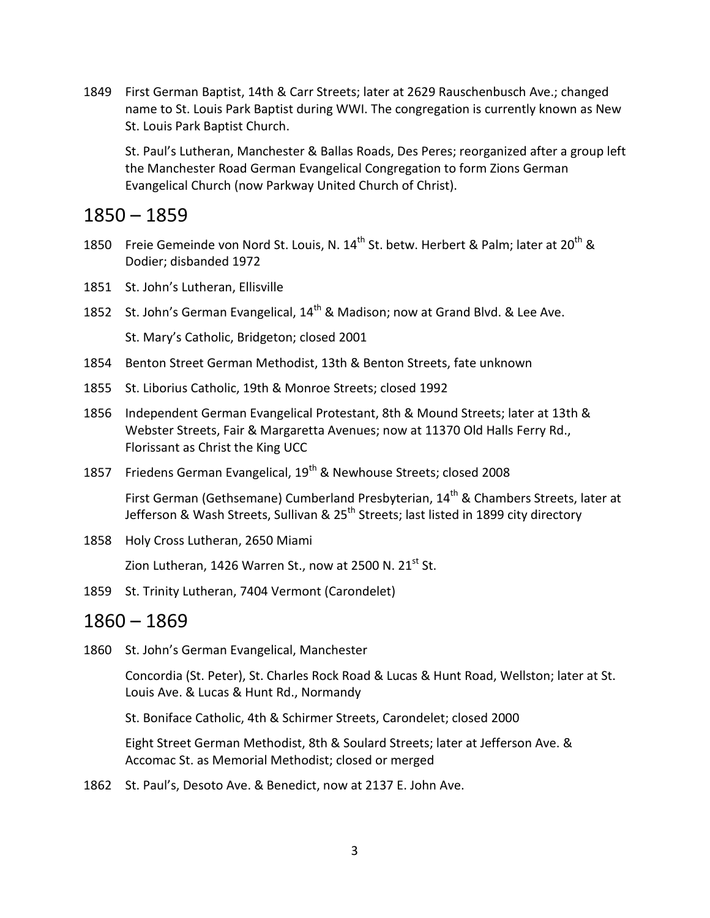1849 First German Baptist, 14th & Carr Streets; later at 2629 Rauschenbusch Ave.; changed name to St. Louis Park Baptist during WWI. The congregation is currently known as New St. Louis Park Baptist Church.

St. Paul's Lutheran, Manchester & Ballas Roads, Des Peres; reorganized after a group left the Manchester Road German Evangelical Congregation to form Zions German Evangelical Church (now Parkway United Church of Christ).

## 1850 – 1859

1850 Freie Gemeinde von Nord St. Louis, N. 14th St. betw. Herbert & Palm; later at 20th & Dodier; disbanded 1972

1851 St. John's Lutheran, Ellisville

1852 St. John's German Evangelical, 14th & Madison; now at Grand Blvd. & Lee Ave.

St. Mary's Catholic, Bridgeton; closed 2001

1854 Benton Street German Methodist, 13th & Benton Streets, fate unknown

1855 St. Liborius Catholic, 19th & Monroe Streets; closed 1992

1856 Independent German Evangelical Protestant, 8th & Mound Streets; later at 13th & Webster Streets, Fair & Margaretta Avenues; now at 11370 Old Halls Ferry Rd., Florissant as Christ the King UCC

1857 Friedens German Evangelical, 19th & Newhouse Streets; closed 2008

First German (Gethsemane) Cumberland Presbyterian, 14th & Chambers Streets, later at Jefferson & Wash Streets, Sullivan & 25th Streets; last listed in 1899 city directory

1858 Holy Cross Lutheran, 2650 Miami

Zion Lutheran, 1426 Warren St., now at 2500 N. 21st St.

1859 St. Trinity Lutheran, 7404 Vermont (Carondelet)

## 1860 – 1869

1860 St. John's German Evangelical, Manchester

Concordia (St. Peter), St. Charles Rock Road & Lucas & Hunt Road, Wellston; later at St. Louis Ave. & Lucas & Hunt Rd., Normandy

St. Boniface Catholic, 4th & Schirmer Streets, Carondelet; closed 2000

Eight Street German Methodist, 8th & Soulard Streets; later at Jefferson Ave. & Accomac St. as Memorial Methodist; closed or merged

1862 St. Paul's, Desoto Ave. & Benedict, now at 2137 E. John Ave.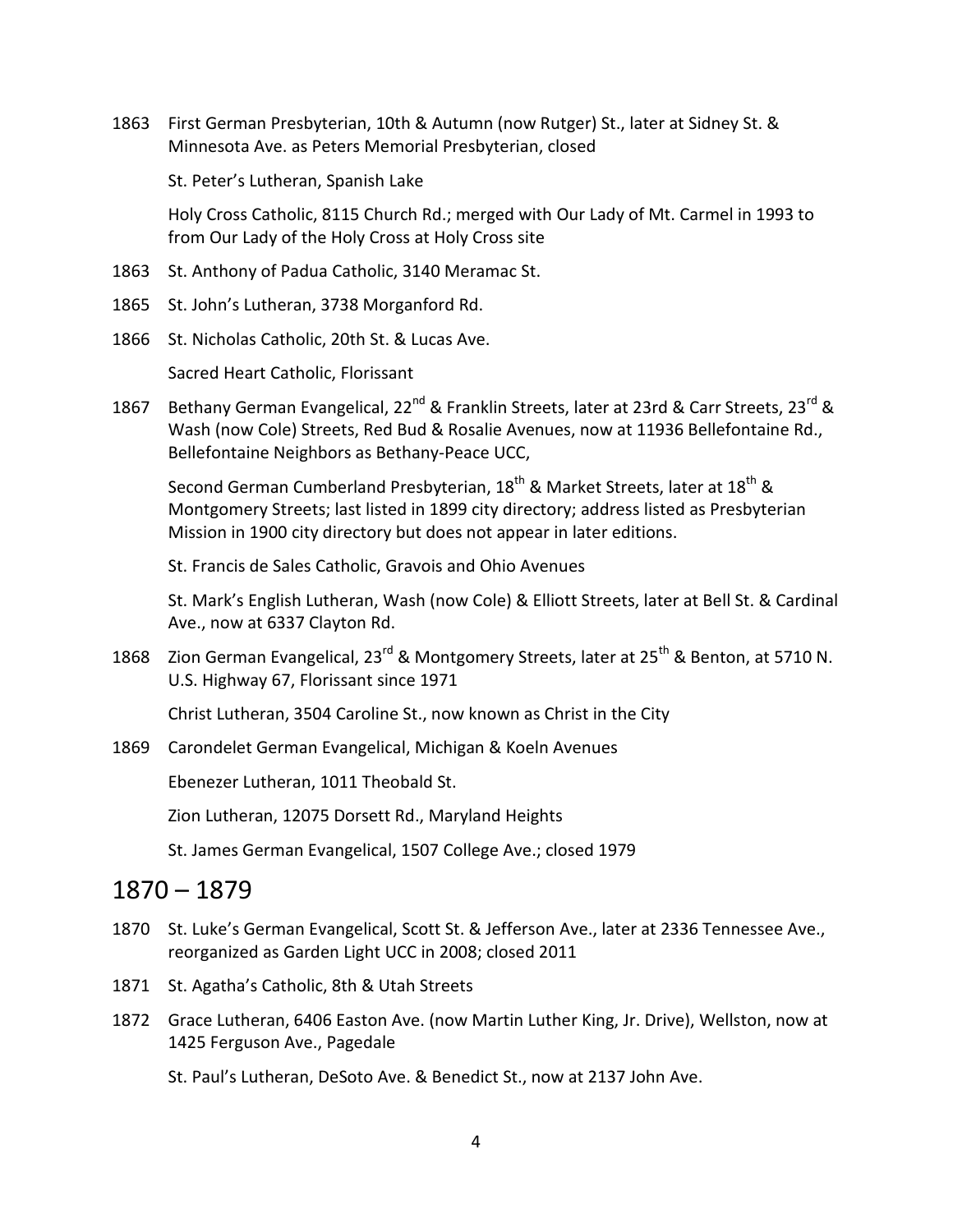1863 First German Presbyterian, 10th & Autumn (now Rutger) St., later at Sidney St. & Minnesota Ave. as Peters Memorial Presbyterian, closed

St. Peter's Lutheran, Spanish Lake

Holy Cross Catholic, 8115 Church Rd.; merged with Our Lady of Mt. Carmel in 1993 to from Our Lady of the Holy Cross at Holy Cross site

1863 St. Anthony of Padua Catholic, 3140 Meramac St.

1865 St. John's Lutheran, 3738 Morganford Rd.

1866 St. Nicholas Catholic, 20th St. & Lucas Ave.

Sacred Heart Catholic, Florissant

1867 Bethany German Evangelical, 22nd & Franklin Streets, later at 23rd & Carr Streets, 23rd & Wash (now Cole) Streets, Red Bud & Rosalie Avenues, now at 11936 Bellefontaine Rd., Bellefontaine Neighbors as Bethany-Peace UCC,

Second German Cumberland Presbyterian, 18th & Market Streets, later at 18th & Montgomery Streets; last listed in 1899 city directory; address listed as Presbyterian Mission in 1900 city directory but does not appear in later editions.

St. Francis de Sales Catholic, Gravois and Ohio Avenues

St. Mark's English Lutheran, Wash (now Cole) & Elliott Streets, later at Bell St. & Cardinal Ave., now at 6337 Clayton Rd.

1868 Zion German Evangelical, 23rd & Montgomery Streets, later at 25th & Benton, at 5710 N. U.S. Highway 67, Florissant since 1971

Christ Lutheran, 3504 Caroline St., now known as Christ in the City

1869 Carondelet German Evangelical, Michigan & Koeln Avenues

Ebenezer Lutheran, 1011 Theobald St.

Zion Lutheran, 12075 Dorsett Rd., Maryland Heights

St. James German Evangelical, 1507 College Ave.; closed 1979

# 1870 – 1879

1870 St. Luke's German Evangelical, Scott St. & Jefferson Ave., later at 2336 Tennessee Ave., reorganized as Garden Light UCC in 2008; closed 2011

1871 St. Agatha's Catholic, 8th & Utah Streets

1872 Grace Lutheran, 6406 Easton Ave. (now Martin Luther King, Jr. Drive), Wellston, now at 1425 Ferguson Ave., Pagedale

St. Paul's Lutheran, DeSoto Ave. & Benedict St., now at 2137 John Ave.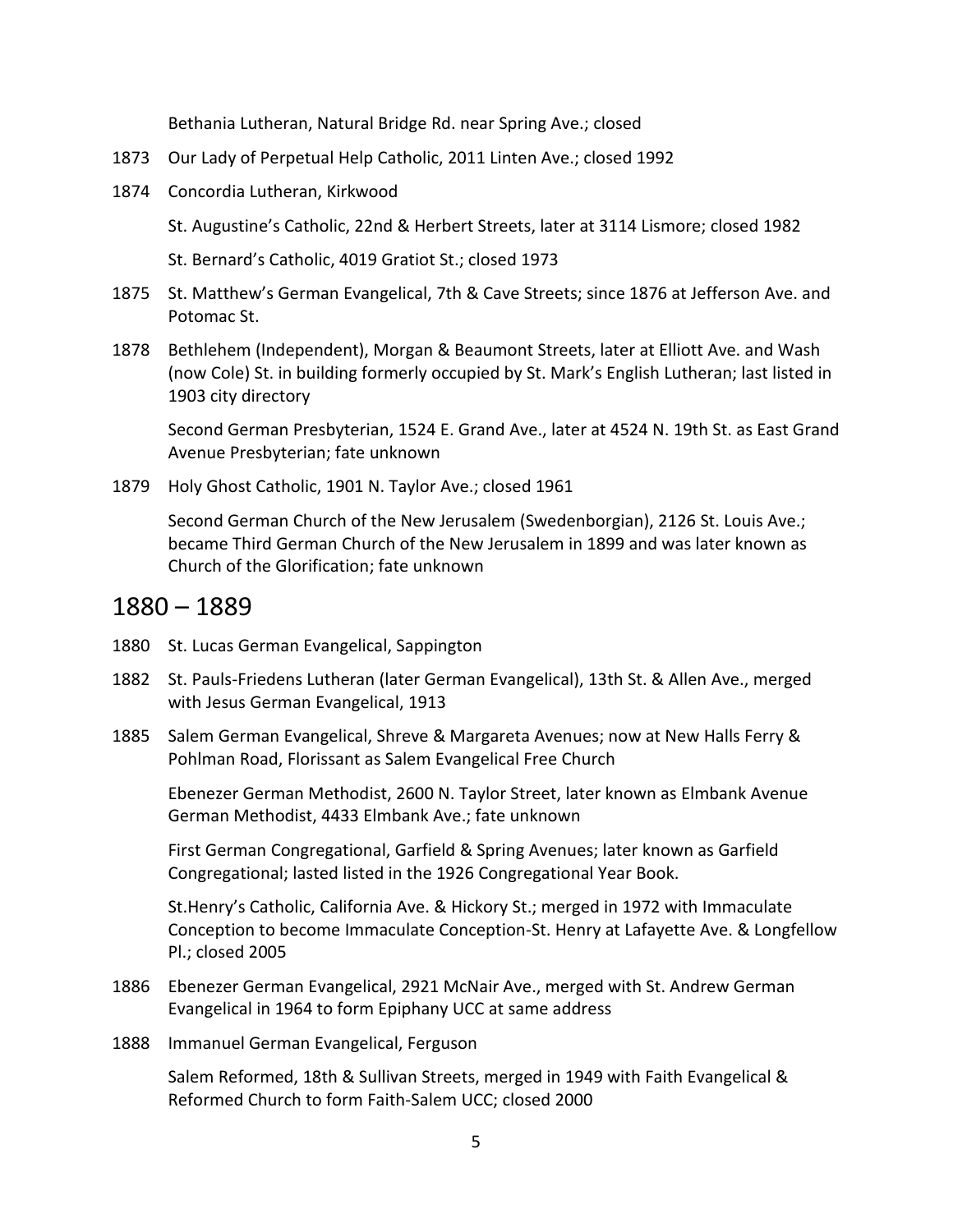Bethania Lutheran, Natural Bridge Rd. near Spring Ave.; closed

1873 Our Lady of Perpetual Help Catholic, 2011 Linten Ave.; closed 1992

1874 Concordia Lutheran, Kirkwood

St. Augustine's Catholic, 22nd & Herbert Streets, later at 3114 Lismore; closed 1982

St. Bernard's Catholic, 4019 Gratiot St.; closed 1973

1875 St. Matthew's German Evangelical, 7th & Cave Streets; since 1876 at Jefferson Ave. and Potomac St.

1878 Bethlehem (Independent), Morgan & Beaumont Streets, later at Elliott Ave. and Wash (now Cole) St. in building formerly occupied by St. Mark's English Lutheran; last listed in 1903 city directory

Second German Presbyterian, 1524 E. Grand Ave., later at 4524 N. 19th St. as East Grand Avenue Presbyterian; fate unknown

1879 Holy Ghost Catholic, 1901 N. Taylor Ave.; closed 1961

Second German Church of the New Jerusalem (Swedenborgian), 2126 St. Louis Ave.; became Third German Church of the New Jerusalem in 1899 and was later known as Church of the Glorification; fate unknown

## 1880 – 1889

1880 St. Lucas German Evangelical, Sappington

1882 St. Pauls-Friedens Lutheran (later German Evangelical), 13th St. & Allen Ave., merged with Jesus German Evangelical, 1913

1885 Salem German Evangelical, Shreve & Margareta Avenues; now at New Halls Ferry & Pohlman Road, Florissant as Salem Evangelical Free Church

Ebenezer German Methodist, 2600 N. Taylor Street, later known as Elmbank Avenue German Methodist, 4433 Elmbank Ave.; fate unknown

First German Congregational, Garfield & Spring Avenues; later known as Garfield Congregational; lasted listed in the 1926 Congregational Year Book.

St.Henry's Catholic, California Ave. & Hickory St.; merged in 1972 with Immaculate Conception to become Immaculate Conception-St. Henry at Lafayette Ave. & Longfellow Pl.; closed 2005

1886 Ebenezer German Evangelical, 2921 McNair Ave., merged with St. Andrew German Evangelical in 1964 to form Epiphany UCC at same address

1888 Immanuel German Evangelical, Ferguson

Salem Reformed, 18th & Sullivan Streets, merged in 1949 with Faith Evangelical & Reformed Church to form Faith-Salem UCC; closed 2000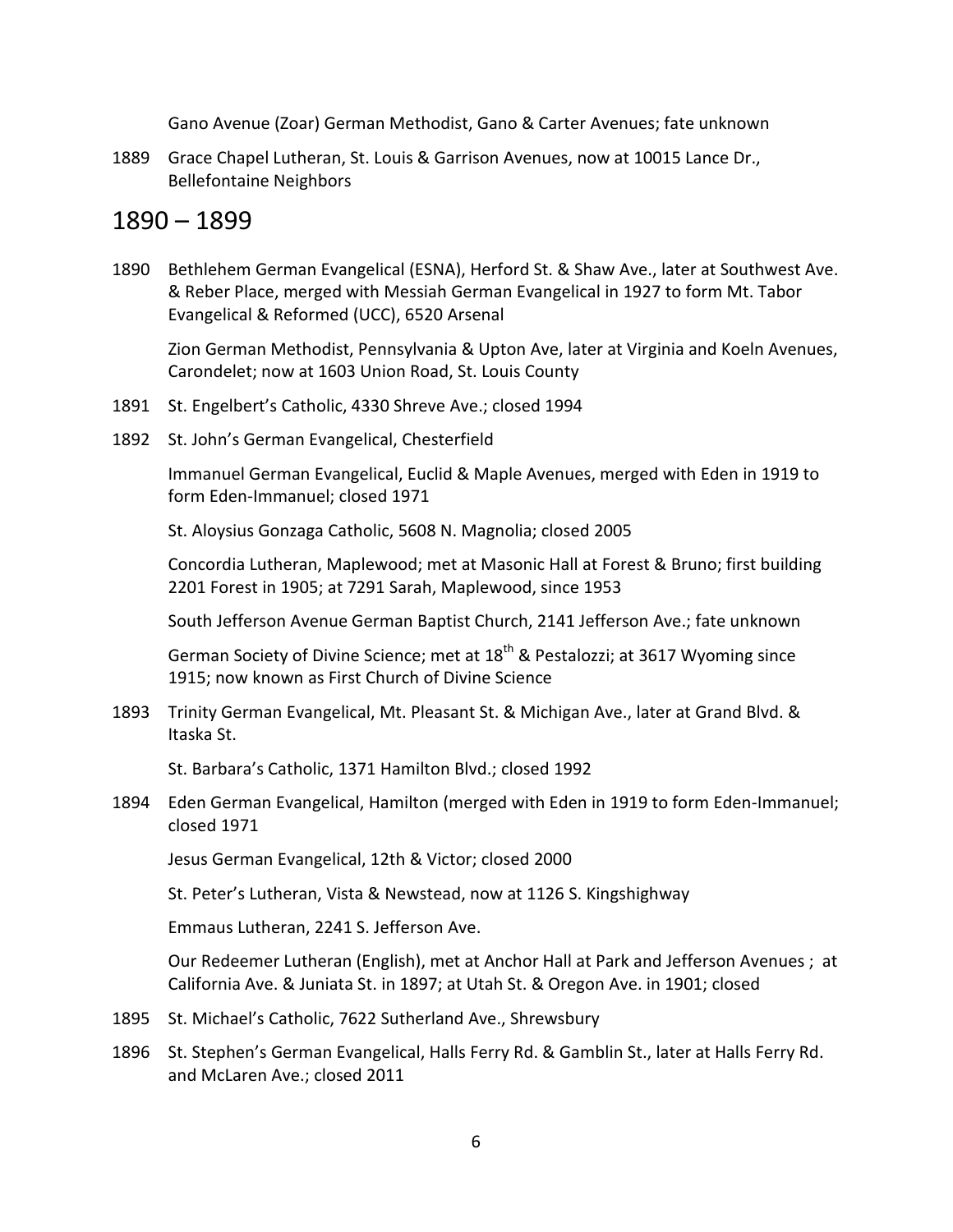Gano Avenue (Zoar) German Methodist, Gano & Carter Avenues; fate unknown

1889 Grace Chapel Lutheran, St. Louis & Garrison Avenues, now at 10015 Lance Dr., Bellefontaine Neighbors

## 1890 – 1899

1890 Bethlehem German Evangelical (ESNA), Herford St. & Shaw Ave., later at Southwest Ave. & Reber Place, merged with Messiah German Evangelical in 1927 to form Mt. Tabor Evangelical & Reformed (UCC), 6520 Arsenal

Zion German Methodist, Pennsylvania & Upton Ave, later at Virginia and Koeln Avenues, Carondelet; now at 1603 Union Road, St. Louis County

1891 St. Engelbert's Catholic, 4330 Shreve Ave.; closed 1994

1892 St. John's German Evangelical, Chesterfield

Immanuel German Evangelical, Euclid & Maple Avenues, merged with Eden in 1919 to form Eden-Immanuel; closed 1971

St. Aloysius Gonzaga Catholic, 5608 N. Magnolia; closed 2005

Concordia Lutheran, Maplewood; met at Masonic Hall at Forest & Bruno; first building 2201 Forest in 1905; at 7291 Sarah, Maplewood, since 1953

South Jefferson Avenue German Baptist Church, 2141 Jefferson Ave.; fate unknown

German Society of Divine Science; met at 18th & Pestalozzi; at 3617 Wyoming since 1915; now known as First Church of Divine Science

1893 Trinity German Evangelical, Mt. Pleasant St. & Michigan Ave., later at Grand Blvd. & Itaska St.

St. Barbara's Catholic, 1371 Hamilton Blvd.; closed 1992

1894 Eden German Evangelical, Hamilton (merged with Eden in 1919 to form Eden-Immanuel; closed 1971

Jesus German Evangelical, 12th & Victor; closed 2000

St. Peter's Lutheran, Vista & Newstead, now at 1126 S. Kingshighway

Emmaus Lutheran, 2241 S. Jefferson Ave.

Our Redeemer Lutheran (English), met at Anchor Hall at Park and Jefferson Avenues ; at California Ave. & Juniata St. in 1897; at Utah St. & Oregon Ave. in 1901; closed

1895 St. Michael's Catholic, 7622 Sutherland Ave., Shrewsbury

1896 St. Stephen's German Evangelical, Halls Ferry Rd. & Gamblin St., later at Halls Ferry Rd. and McLaren Ave.; closed 2011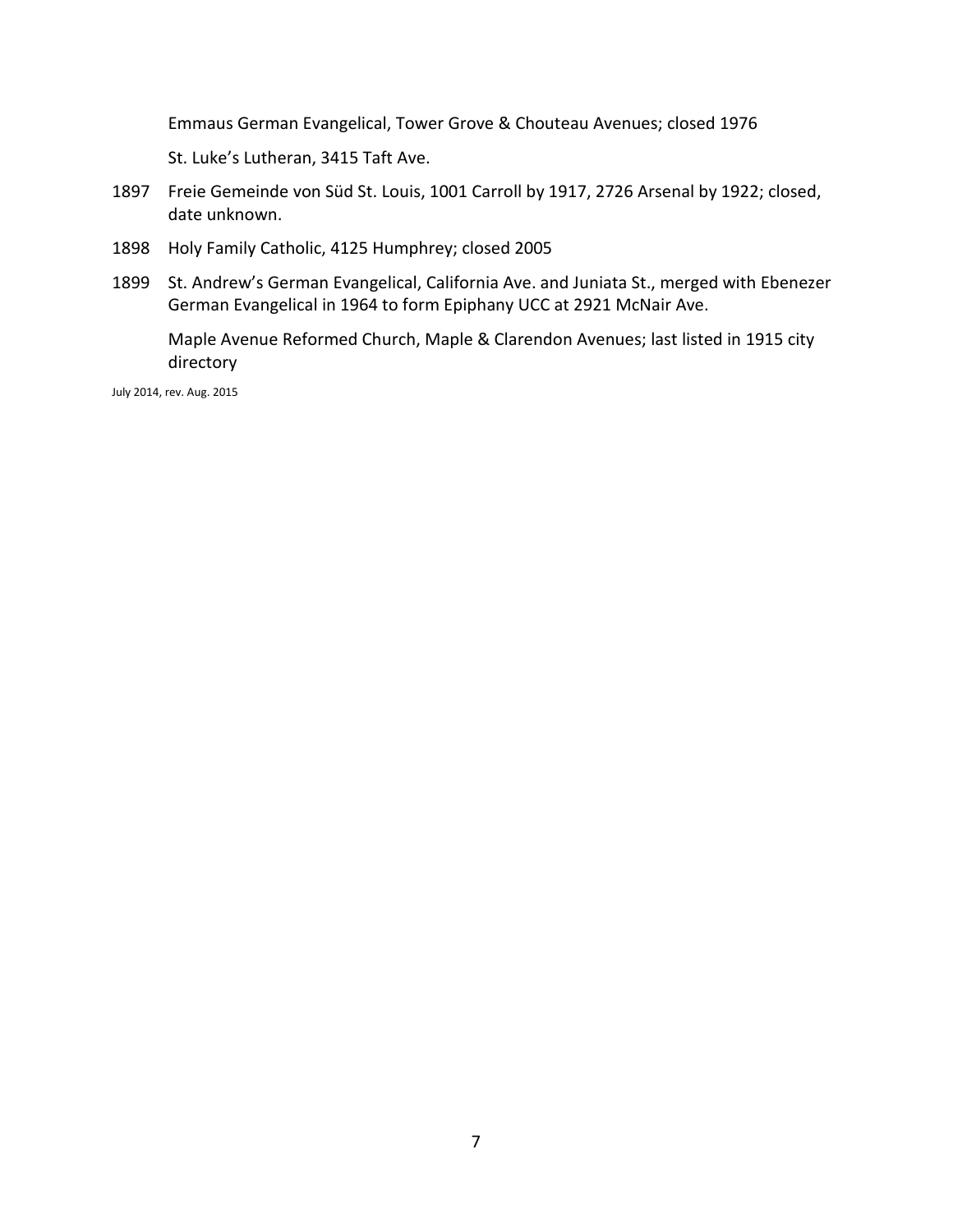Emmaus German Evangelical, Tower Grove & Chouteau Avenues; closed 1976

St. Luke's Lutheran, 3415 Taft Ave.

1897 Freie Gemeinde von Süd St. Louis, 1001 Carroll by 1917, 2726 Arsenal by 1922; closed, date unknown.

1898 Holy Family Catholic, 4125 Humphrey; closed 2005

1899 St. Andrew's German Evangelical, California Ave. and Juniata St., merged with Ebenezer German Evangelical in 1964 to form Epiphany UCC at 2921 McNair Ave.

Maple Avenue Reformed Church, Maple & Clarendon Avenues; last listed in 1915 city directory

July 2014, rev. Aug. 2015